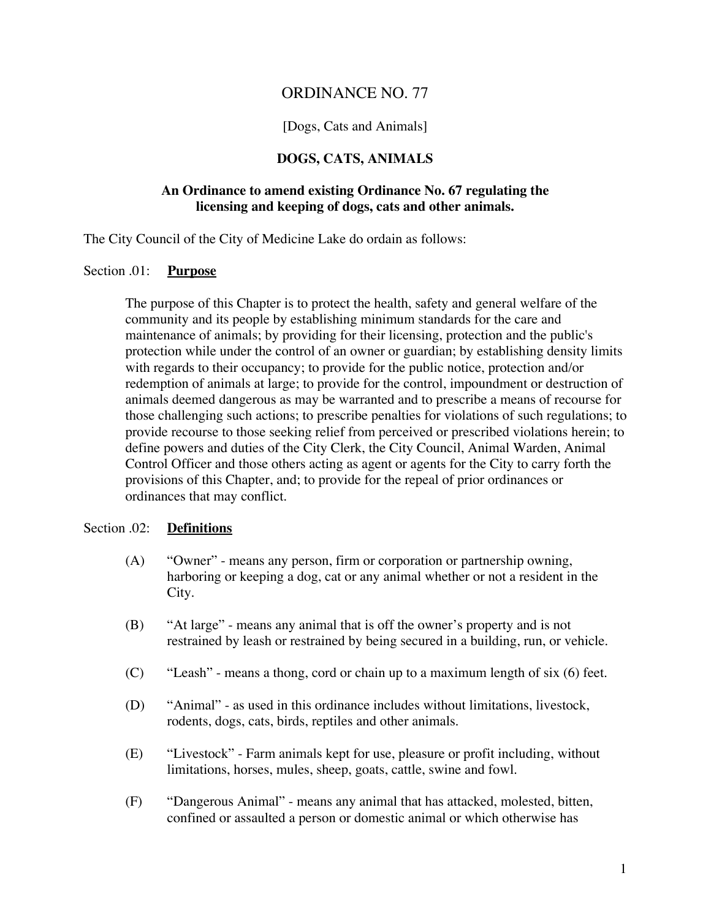# ORDINANCE NO. 77

[Dogs, Cats and Animals]

## DOGS, CATS, ANIMALS

**An Ordinance to amend existing Ordinance No. 67 regulating the licensing and keeping of dogs, cats and other animals.**

The City Council of the City of Medicine Lake do ordain as follows:

Section .01: **Purpose**

The purpose of this Chapter is to protect the health, safety and general welfare of the community and its people by establishing minimum standards for the care and maintenance of animals; by providing for their licensing, protection and the public's protection while under the control of an owner or guardian; by establishing density limits with regards to their occupancy; to provide for the public notice, protection and/or redemption of animals at large; to provide for the control, impoundment or destruction of animals deemed dangerous as may be warranted and to prescribe a means of recourse for those challenging such actions; to prescribe penalties for violations of such regulations; to provide recourse to those seeking relief from perceived or prescribed violations herein; to define powers and duties of the City Clerk, the City Council, Animal Warden, Animal Control Officer and those others acting as agent or agents for the City to carry forth the provisions of this Chapter, and; to provide for the repeal of prior ordinances or ordinances that may conflict.

Section .02: **Definitions**

(A) "Owner" - means any person, firm or corporation or partnership owning, harboring or keeping a dog, cat or any animal whether or not a resident in the City.

(B) "At large" - means any animal that is off the owner's property and is not restrained by leash or restrained by being secured in a building, run, or vehicle.

(C) "Leash" - means a thong, cord or chain up to a maximum length of six (6) feet.

(D) "Animal" - as used in this ordinance includes without limitations, livestock, rodents, dogs, cats, birds, reptiles and other animals.

(E) "Livestock" - Farm animals kept for use, pleasure or profit including, without limitations, horses, mules, sheep, goats, cattle, swine and fowl.

(F) "Dangerous Animal" - means any animal that has attacked, molested, bitten, confined or assaulted a person or domestic animal or which otherwise has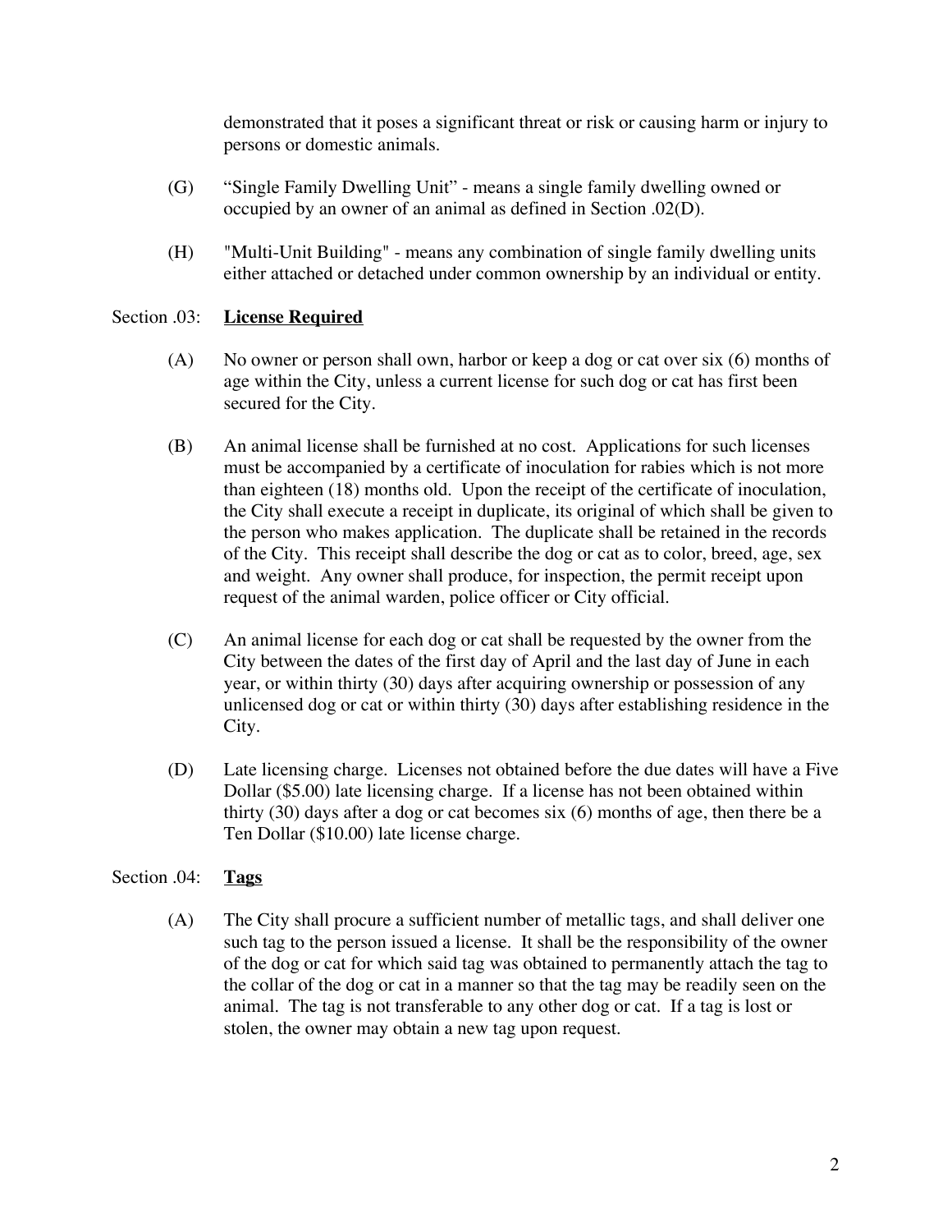demonstrated that it poses a significant threat or risk or causing harm or injury to persons or domestic animals.

(G) "Single Family Dwelling Unit" - means a single family dwelling owned or occupied by an owner of an animal as defined in Section .02(D).

(H) "Multi-Unit Building" - means any combination of single family dwelling units either attached or detached under common ownership by an individual or entity.

Section .03: **License Required**

(A) No owner or person shall own, harbor or keep a dog or cat over six (6) months of age within the City, unless a current license for such dog or cat has first been secured for the City.

(B) An animal license shall be furnished at no cost. Applications for such licenses must be accompanied by a certificate of inoculation for rabies which is not more than eighteen (18) months old. Upon the receipt of the certificate of inoculation, the City shall execute a receipt in duplicate, its original of which shall be given to the person who makes application. The duplicate shall be retained in the records of the City. This receipt shall describe the dog or cat as to color, breed, age, sex and weight. Any owner shall produce, for inspection, the permit receipt upon request of the animal warden, police officer or City official.

(C) An animal license for each dog or cat shall be requested by the owner from the City between the dates of the first day of April and the last day of June in each year, or within thirty (30) days after acquiring ownership or possession of any unlicensed dog or cat or within thirty (30) days after establishing residence in the City.

(D) Late licensing charge. Licenses not obtained before the due dates will have a Five Dollar ($5.00) late licensing charge. If a license has not been obtained within thirty (30) days after a dog or cat becomes six (6) months of age, then there be a Ten Dollar ($10.00) late license charge.

Section .04: **Tags**

(A) The City shall procure a sufficient number of metallic tags, and shall deliver one such tag to the person issued a license. It shall be the responsibility of the owner of the dog or cat for which said tag was obtained to permanently attach the tag to the collar of the dog or cat in a manner so that the tag may be readily seen on the animal. The tag is not transferable to any other dog or cat. If a tag is lost or stolen, the owner may obtain a new tag upon request.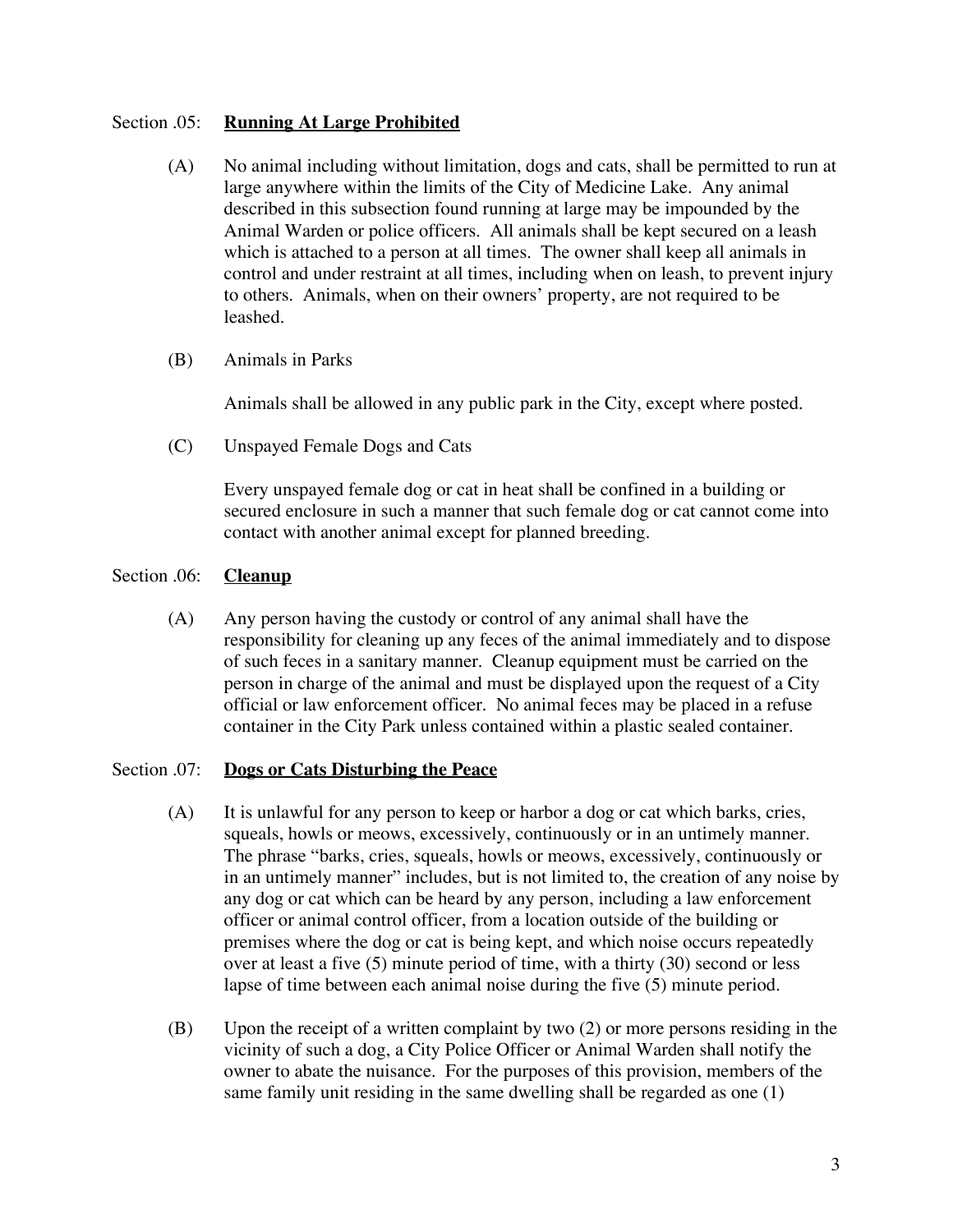Section .05: **Running At Large Prohibited**

(A) No animal including without limitation, dogs and cats, shall be permitted to run at large anywhere within the limits of the City of Medicine Lake. Any animal described in this subsection found running at large may be impounded by the Animal Warden or police officers. All animals shall be kept secured on a leash which is attached to a person at all times. The owner shall keep all animals in control and under restraint at all times, including when on leash, to prevent injury to others. Animals, when on their owners' property, are not required to be leashed.

(B) Animals in Parks

Animals shall be allowed in any public park in the City, except where posted.

(C) Unspayed Female Dogs and Cats

Every unspayed female dog or cat in heat shall be confined in a building or secured enclosure in such a manner that such female dog or cat cannot come into contact with another animal except for planned breeding.

Section .06: **Cleanup**

(A) Any person having the custody or control of any animal shall have the responsibility for cleaning up any feces of the animal immediately and to dispose of such feces in a sanitary manner. Cleanup equipment must be carried on the person in charge of the animal and must be displayed upon the request of a City official or law enforcement officer. No animal feces may be placed in a refuse container in the City Park unless contained within a plastic sealed container.

Section .07: **Dogs or Cats Disturbing the Peace**

(A) It is unlawful for any person to keep or harbor a dog or cat which barks, cries, squeals, howls or meows, excessively, continuously or in an untimely manner. The phrase "barks, cries, squeals, howls or meows, excessively, continuously or in an untimely manner" includes, but is not limited to, the creation of any noise by any dog or cat which can be heard by any person, including a law enforcement officer or animal control officer, from a location outside of the building or premises where the dog or cat is being kept, and which noise occurs repeatedly over at least a five (5) minute period of time, with a thirty (30) second or less lapse of time between each animal noise during the five (5) minute period.

(B) Upon the receipt of a written complaint by two (2) or more persons residing in the vicinity of such a dog, a City Police Officer or Animal Warden shall notify the owner to abate the nuisance. For the purposes of this provision, members of the same family unit residing in the same dwelling shall be regarded as one (1)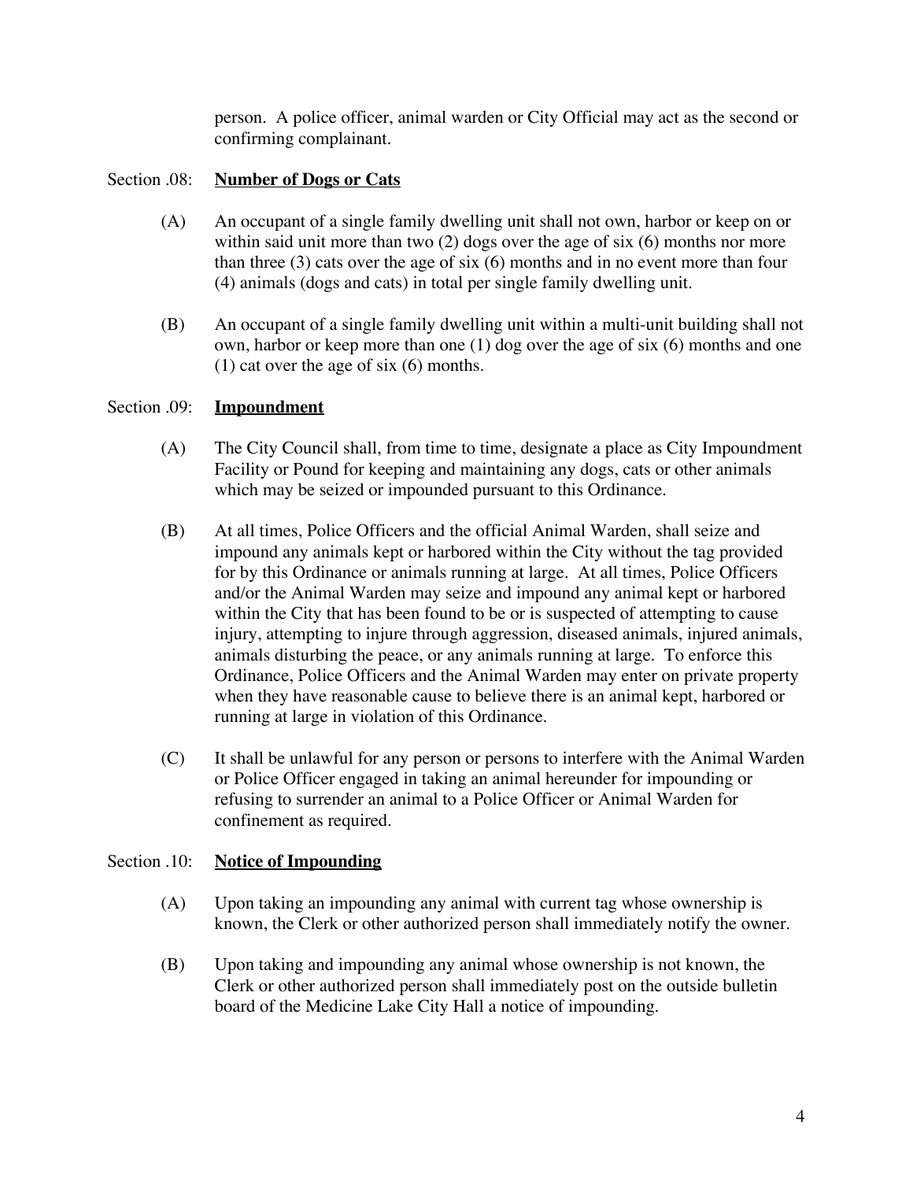person. A police officer, animal warden or City Official may act as the second or confirming complainant.

Section .08: **<u>Number of Dogs or Cats</u>**

(A) An occupant of a single family dwelling unit shall not own, harbor or keep on or within said unit more than two (2) dogs over the age of six (6) months nor more than three (3) cats over the age of six (6) months and in no event more than four (4) animals (dogs and cats) in total per single family dwelling unit.

(B) An occupant of a single family dwelling unit within a multi-unit building shall not own, harbor or keep more than one (1) dog over the age of six (6) months and one (1) cat over the age of six (6) months.

Section .09: **<u>Impoundment</u>**

(A) The City Council shall, from time to time, designate a place as City Impoundment Facility or Pound for keeping and maintaining any dogs, cats or other animals which may be seized or impounded pursuant to this Ordinance.

(B) At all times, Police Officers and the official Animal Warden, shall seize and impound any animals kept or harbored within the City without the tag provided for by this Ordinance or animals running at large. At all times, Police Officers and/or the Animal Warden may seize and impound any animal kept or harbored within the City that has been found to be or is suspected of attempting to cause injury, attempting to injure through aggression, diseased animals, injured animals, animals disturbing the peace, or any animals running at large. To enforce this Ordinance, Police Officers and the Animal Warden may enter on private property when they have reasonable cause to believe there is an animal kept, harbored or running at large in violation of this Ordinance.

(C) It shall be unlawful for any person or persons to interfere with the Animal Warden or Police Officer engaged in taking an animal hereunder for impounding or refusing to surrender an animal to a Police Officer or Animal Warden for confinement as required.

Section .10: **<u>Notice of Impounding</u>**

(A) Upon taking an impounding any animal with current tag whose ownership is known, the Clerk or other authorized person shall immediately notify the owner.

(B) Upon taking and impounding any animal whose ownership is not known, the Clerk or other authorized person shall immediately post on the outside bulletin board of the Medicine Lake City Hall a notice of impounding.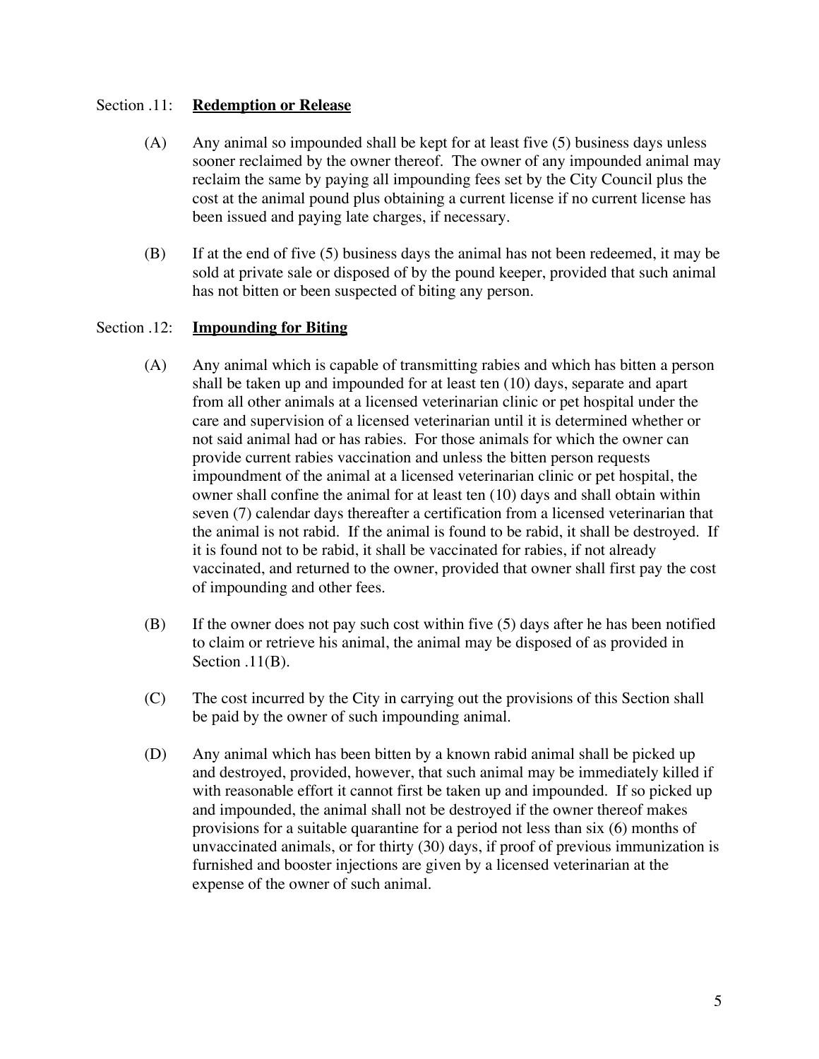Section .11: **<u>Redemption or Release</u>**

(A) Any animal so impounded shall be kept for at least five (5) business days unless sooner reclaimed by the owner thereof. The owner of any impounded animal may reclaim the same by paying all impounding fees set by the City Council plus the cost at the animal pound plus obtaining a current license if no current license has been issued and paying late charges, if necessary.

(B) If at the end of five (5) business days the animal has not been redeemed, it may be sold at private sale or disposed of by the pound keeper, provided that such animal has not bitten or been suspected of biting any person.

Section .12: **<u>Impounding for Biting</u>**

(A) Any animal which is capable of transmitting rabies and which has bitten a person shall be taken up and impounded for at least ten (10) days, separate and apart from all other animals at a licensed veterinarian clinic or pet hospital under the care and supervision of a licensed veterinarian until it is determined whether or not said animal had or has rabies. For those animals for which the owner can provide current rabies vaccination and unless the bitten person requests impoundment of the animal at a licensed veterinarian clinic or pet hospital, the owner shall confine the animal for at least ten (10) days and shall obtain within seven (7) calendar days thereafter a certification from a licensed veterinarian that the animal is not rabid. If the animal is found to be rabid, it shall be destroyed. If it is found not to be rabid, it shall be vaccinated for rabies, if not already vaccinated, and returned to the owner, provided that owner shall first pay the cost of impounding and other fees.

(B) If the owner does not pay such cost within five (5) days after he has been notified to claim or retrieve his animal, the animal may be disposed of as provided in Section .11(B).

(C) The cost incurred by the City in carrying out the provisions of this Section shall be paid by the owner of such impounding animal.

(D) Any animal which has been bitten by a known rabid animal shall be picked up and destroyed, provided, however, that such animal may be immediately killed if with reasonable effort it cannot first be taken up and impounded. If so picked up and impounded, the animal shall not be destroyed if the owner thereof makes provisions for a suitable quarantine for a period not less than six (6) months of unvaccinated animals, or for thirty (30) days, if proof of previous immunization is furnished and booster injections are given by a licensed veterinarian at the expense of the owner of such animal.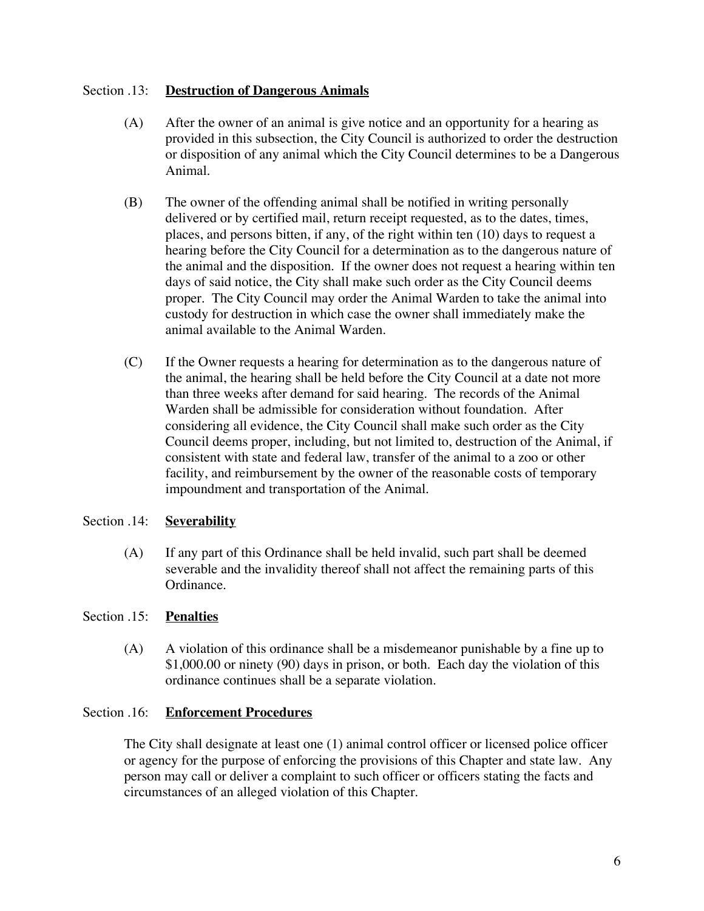## Section .13: **Destruction of Dangerous Animals**

(A) After the owner of an animal is give notice and an opportunity for a hearing as provided in this subsection, the City Council is authorized to order the destruction or disposition of any animal which the City Council determines to be a Dangerous Animal.

(B) The owner of the offending animal shall be notified in writing personally delivered or by certified mail, return receipt requested, as to the dates, times, places, and persons bitten, if any, of the right within ten (10) days to request a hearing before the City Council for a determination as to the dangerous nature of the animal and the disposition. If the owner does not request a hearing within ten days of said notice, the City shall make such order as the City Council deems proper. The City Council may order the Animal Warden to take the animal into custody for destruction in which case the owner shall immediately make the animal available to the Animal Warden.

(C) If the Owner requests a hearing for determination as to the dangerous nature of the animal, the hearing shall be held before the City Council at a date not more than three weeks after demand for said hearing. The records of the Animal Warden shall be admissible for consideration without foundation. After considering all evidence, the City Council shall make such order as the City Council deems proper, including, but not limited to, destruction of the Animal, if consistent with state and federal law, transfer of the animal to a zoo or other facility, and reimbursement by the owner of the reasonable costs of temporary impoundment and transportation of the Animal.

## Section .14: **Severability**

(A) If any part of this Ordinance shall be held invalid, such part shall be deemed severable and the invalidity thereof shall not affect the remaining parts of this Ordinance.

## Section .15: **Penalties**

(A) A violation of this ordinance shall be a misdemeanor punishable by a fine up to $1,000.00 or ninety (90) days in prison, or both. Each day the violation of this ordinance continues shall be a separate violation.

## Section .16: **Enforcement Procedures**

The City shall designate at least one (1) animal control officer or licensed police officer or agency for the purpose of enforcing the provisions of this Chapter and state law. Any person may call or deliver a complaint to such officer or officers stating the facts and circumstances of an alleged violation of this Chapter.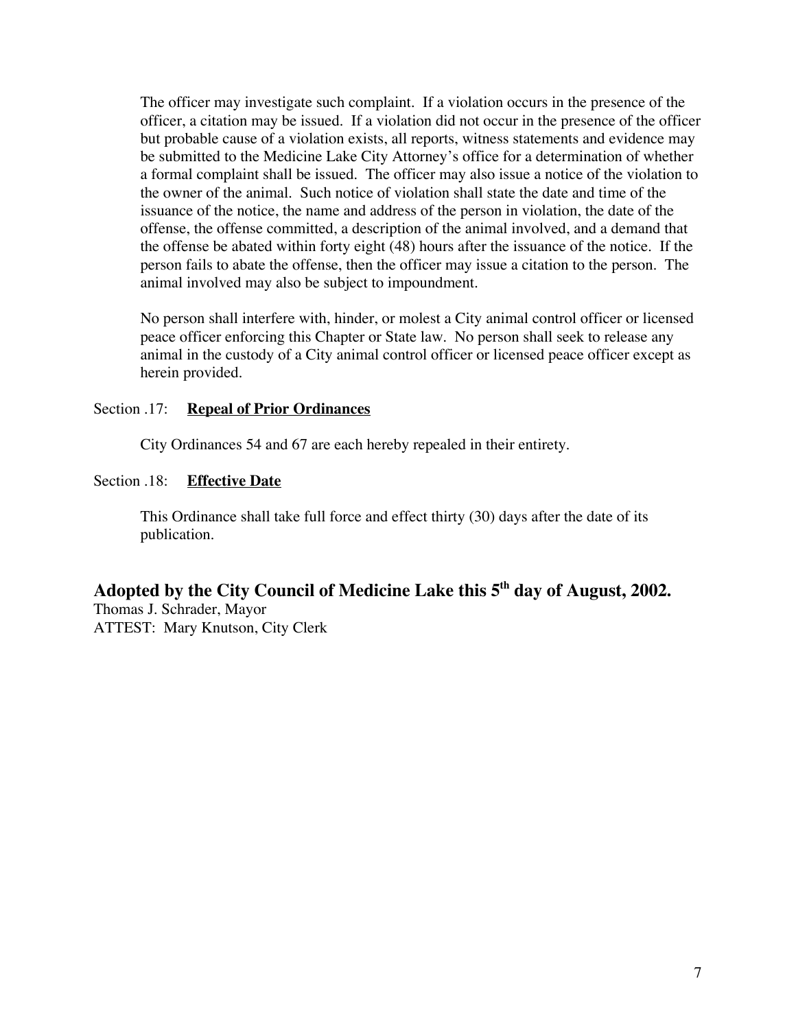The officer may investigate such complaint. If a violation occurs in the presence of the officer, a citation may be issued. If a violation did not occur in the presence of the officer but probable cause of a violation exists, all reports, witness statements and evidence may be submitted to the Medicine Lake City Attorney's office for a determination of whether a formal complaint shall be issued. The officer may also issue a notice of the violation to the owner of the animal. Such notice of violation shall state the date and time of the issuance of the notice, the name and address of the person in violation, the date of the offense, the offense committed, a description of the animal involved, and a demand that the offense be abated within forty eight (48) hours after the issuance of the notice. If the person fails to abate the offense, then the officer may issue a citation to the person. The animal involved may also be subject to impoundment.

No person shall interfere with, hinder, or molest a City animal control officer or licensed peace officer enforcing this Chapter or State law. No person shall seek to release any animal in the custody of a City animal control officer or licensed peace officer except as herein provided.

Section .17: **Repeal of Prior Ordinances**

City Ordinances 54 and 67 are each hereby repealed in their entirety.

Section .18: **Effective Date**

This Ordinance shall take full force and effect thirty (30) days after the date of its publication.

## Adopted by the City Council of Medicine Lake this 5th day of August, 2002.

Thomas J. Schrader, Mayor
ATTEST: Mary Knutson, City Clerk